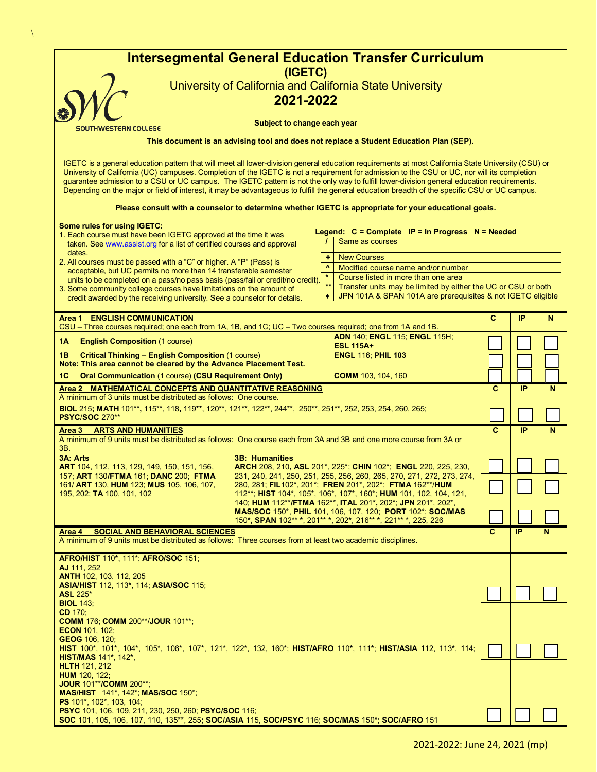# Intersegmental General Education Transfer Curriculum

## (IGETC)

University of California and California State University

## 2021-2022

**Subject to change each year**

**This document is an advising tool and does not replace a Student Education Plan (SEP).**

IGETC is a general education pattern that will meet all lower-division general education requirements at most California State University (CSU) or University of California (UC) campuses. Completion of the IGETC is not a requirement for admission to the CSU or UC, nor will its completion guarantee admission to a CSU or UC campus. The IGETC pattern is not the only way to fulfill lower-division general education requirements. Depending on the major or field of interest, it may be advantageous to fulfill the general education breadth of the specific CSU or UC campus.

**Please consult with a counselor to determine whether IGETC is appropriate for your educational goals.**

**Some rules for using IGETC:**

1. Each course must have been IGETC approved at the time it was taken. See www.assist.org for a list of certified courses and approval dates.
2. All courses must be passed with a "C" or higher. A "P" (Pass) is acceptable, but UC permits no more than 14 transferable semester units to be completed on a pass/no pass basis (pass/fail or credit/no credit).
3. Some community college courses have limitations on the amount of credit awarded by the receiving university. See a counselor for details.

**Legend: C = Complete IP = In Progress N = Needed**

| Symbol | Meaning |
|---|---|
| / | Same as courses |
| + | New Courses |
| ^ | Modified course name and/or number |
| * | Course listed in more than one area |
| ** | Transfer units may be limited by either the UC or CSU or both |
| ♦ | JPN 101A & SPAN 101A are prerequisites & not IGETC eligible |

| **Area 1 ENGLISH COMMUNICATION**<br>CSU – Three courses required; one each from 1A, 1B, and 1C; UC – Two courses required; one from 1A and 1B. | | C | IP | N |
|---|---|---|---|---|
| **1A English Composition** (1 course) | **ADN** 140; **ENGL** 115; **ENGL** 115H; **ESL 115A+** | ☐ | ☐ | ☐ |
| **1B Critical Thinking – English Composition** (1 course)<br>**Note: This area cannot be cleared by the Advance Placement Test.** | **ENGL** 116; **PHIL** 103 | ☐ | ☐ | ☐ |
| **1C Oral Communication** (1 course) **(CSU Requirement Only)** | **COMM** 103, 104, 160 | ☐ | ☐ | ☐ |

| **Area 2 MATHEMATICAL CONCEPTS AND QUANTITATIVE REASONING**<br>A minimum of 3 units must be distributed as follows: One course. | C | IP | N |
|---|---|---|---|
| **BIOL** 215; **MATH** 101**, 115**, 118, 119**, 120**, 121**, 122**, 244**, 250**, 251**, 252, 253, 254, 260, 265; **PSYC/SOC** 270** | ☐ | ☐ | ☐ |

| **Area 3 ARTS AND HUMANITIES**<br>A minimum of 9 units must be distributed as follows: One course each from 3A and 3B and one more course from 3A or 3B. | | C | IP | N |
|---|---|---|---|---|
| **3A: Arts**<br>**ART** 104, 112, 113, 129, 149, 150, 151, 156, 157; **ART** 130**/FTMA** 161; **DANC** 200; **FTMA** 161/ **ART** 130, **HUM** 123; **MUS** 105, 106, 107, 195, 202; **TA** 100, 101, 102 | **3B: Humanities**<br>**ARCH** 208, 210**, ASL** 201*, 225*; **CHIN** 102*; **ENGL** 220, 225, 230, 231, 240, 241, 250, 251, 255, 256, 260, 265, 270, 271, 272, 273, 274, 280, 281; **FIL**102*, 201*; **FREN** 201*, 202*; **FTMA** 162**/**HUM** 112**; **HIST** 104*, 105*, 106*, 107*, 160*; **HUM** 101, 102, 104, 121, 140; **HUM** 112**/**FTMA** 162**, **ITAL** 201*, 202*; **JPN** 201*, 202*, **MAS/SOC** 150*, **PHIL** 101, 106, 107, 120; **PORT** 102*; **SOC/MAS** 150*, **SPAN** 102** *, 201** *, 202*, 216** *, 221** *, 225, 226 | ☐<br>☐<br>☐ | ☐<br>☐<br>☐ | ☐<br>☐<br>☐ |

| **Area 4 SOCIAL AND BEHAVIORAL SCIENCES**<br>A minimum of 9 units must be distributed as follows: Three courses from at least two academic disciplines. | C | IP | N |
|---|---|---|---|
| **AFRO/HIST** 110*, 111*; **AFRO/SOC** 151;<br>**AJ** 111, 252<br>**ANTH** 102, 103, 112, 205<br>**ASIA/HIST** 112, 113*, 114; **ASIA/SOC** 115;<br>**ASL** 225*<br>**BIOL** 143;<br>**CD** 170;<br>**COMM** 176; **COMM** 200**/**JOUR** 101**;<br>**ECON** 101, 102;<br>**GEOG** 106, 120;<br>**HIST** 100*, 101*, 104*, 105*, 106*, 107*, 121*, 122*, 132, 160*; **HIST/AFRO** 110*, 111*; **HIST/ASIA** 112, 113*, 114;<br>**HIST/MAS** 141*, 142*,<br>**HLTH** 121, 212<br>**HUM** 120, 122**;**<br>**JOUR** 101**/**COMM** 200**;<br>**MAS/HIST** 141*, 142*; **MAS/SOC** 150*;<br>**PS** 101*, 102*, 103, 104;<br>**PSYC** 101, 106, 109, 211, 230, 250, 260; **PSYC/SOC** 116;<br>**SOC** 101, 105, 106, 107, 110, 135**, 255**; SOC/ASIA** 115, **SOC/PSYC** 116; **SOC/MAS** 150*; **SOC/AFRO** 151 | ☐<br>☐<br>☐ | ☐<br>☐<br>☐ | ☐<br>☐<br>☐ |

2021-2022: June 24, 2021 (mp)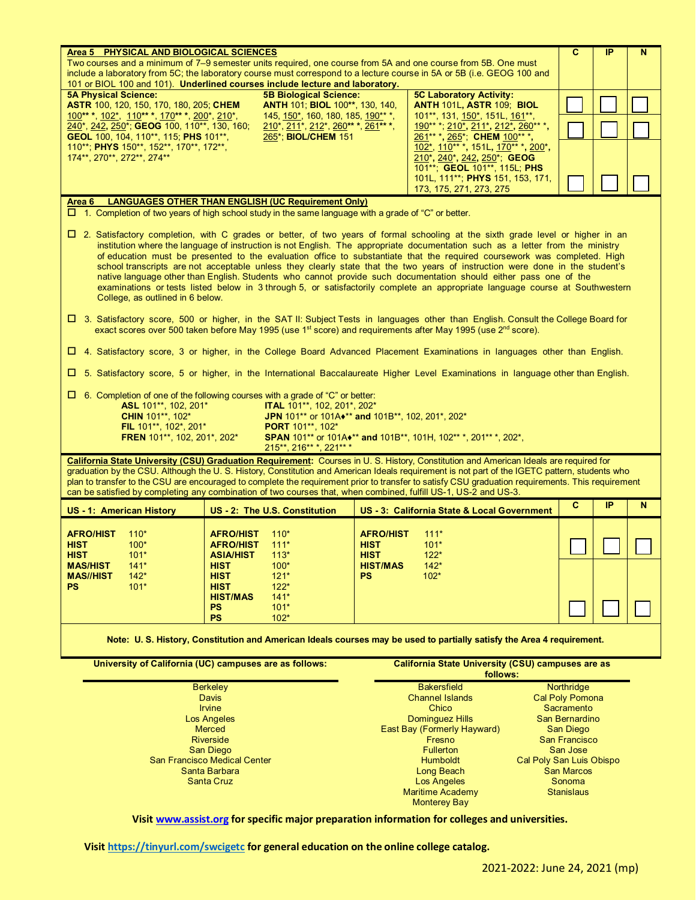| **Area 5 PHYSICAL AND BIOLOGICAL SCIENCES** Two courses and a minimum of 7–9 semester units required, one course from 5A and one course from 5B. One must include a laboratory from 5C; the laboratory course must correspond to a lecture course in 5A or 5B (i.e. GEOG 100 and 101 or BIOL 100 and 101). **Underlined courses include lecture and laboratory.** | | | C | IP | N |
|---|---|---|---|---|---|
| **5A Physical Science:** **ASTR** 100, 120, 150, 170, 180, 205; **CHEM** 100** *, 102*, 110** *, 170** *, 200*, 210*, 240*, 242, 250*; **GEOG** 100, 110**, 130, 160; **GEOL** 100, 104, 110**, 115; **PHS** 101**, 110**; **PHYS** 150**, 152**, 170**, 172**, 174**, 270**, 272**, 274** | **5B Biological Science:** **ANTH** 101; **BIOL** 100**, 130, 140, 145, 150*, 160, 180, 185, 190** *, 210*, 211*, 212*, 260** *, 261** *, 265*; **BIOL/CHEM** 151 | **5C Laboratory Activity:** **ANTH** 101L, **ASTR** 109; **BIOL** 101**, 131, 150*, 151L, 161**, 190** *; 210*, 211*, 212*, 260** *, 261** *, 265*; **CHEM** 100** *, 102*, 110** *, 151L, 170** *, 200*, 210*, 240*, 242, 250*; **GEOG** 101**; **GEOL** 101**, 115L; **PHS** 101L, 111**; **PHYS** 151, 153, 171, 173, 175, 271, 273, 275 | ☐ ☐ ☐ | ☐ ☐ ☐ | ☐ ☐ ☐ |

**Area 6 LANGUAGES OTHER THAN ENGLISH (UC Requirement Only)**

☐ 1. Completion of two years of high school study in the same language with a grade of "C" or better.

☐ 2. Satisfactory completion, with C grades or better, of two years of formal schooling at the sixth grade level or higher in an institution where the language of instruction is not English. The appropriate documentation such as a letter from the ministry of education must be presented to the evaluation office to substantiate that the required coursework was completed. High school transcripts are not acceptable unless they clearly state that the two years of instruction were done in the student's native language other than English. Students who cannot provide such documentation should either pass one of the examinations or tests listed below in 3 through 5, or satisfactorily complete an appropriate language course at Southwestern College, as outlined in 6 below.

☐ 3. Satisfactory score, 500 or higher, in the SAT II: Subject Tests in languages other than English. Consult the College Board for exact scores over 500 taken before May 1995 (use 1st score) and requirements after May 1995 (use 2nd score).

☐ 4. Satisfactory score, 3 or higher, in the College Board Advanced Placement Examinations in languages other than English.

☐ 5. Satisfactory score, 5 or higher, in the International Baccalaureate Higher Level Examinations in language other than English.

☐ 6. Completion of one of the following courses with a grade of "C" or better:

- **ASL** 101**, 102, 201*
- **CHIN** 101**, 102*
- **FIL** 101**, 102*, 201*
- **FREN** 101**, 102, 201*, 202*
- **ITAL** 101**, 102, 201*, 202*
- **JPN** 101** or 101A♦** **and** 101B**, 102, 201*, 202*
- **PORT** 101**, 102*
- **SPAN** 101** or 101A♦** **and** 101B**, 101H, 102** *, 201** *, 202*, 215**, 216** *, 221** *

**California State University (CSU) Graduation Requirement:** Courses in U. S. History, Constitution and American Ideals are required for graduation by the CSU. Although the U. S. History, Constitution and American Ideals requirement is not part of the IGETC pattern, students who plan to transfer to the CSU are encouraged to complete the requirement prior to transfer to satisfy CSU graduation requirements. This requirement can be satisfied by completing any combination of two courses that, when combined, fulfill US-1, US-2 and US-3.

| **US - 1: American History** | **US - 2: The U.S. Constitution** | **US - 3: California State & Local Government** | C | IP | N |
|---|---|---|---|---|---|
| **AFRO/HIST** 110*<br>**HIST** 100*<br>**HIST** 101*<br>**MAS/HIST** 141*<br>**MAS//HIST** 142*<br>**PS** 101* | **AFRO/HIST** 110*<br>**AFRO/HIST** 111*<br>**ASIA/HIST** 113*<br>**HIST** 100*<br>**HIST** 121*<br>**HIST** 122*<br>**HIST/MAS** 141*<br>**PS** 101*<br>**PS** 102* | **AFRO/HIST** 111*<br>**HIST** 101*<br>**HIST** 122*<br>**HIST/MAS** 142*<br>**PS** 102* | ☐ ☐ | ☐ ☐ | ☐ ☐ |

**Note: U. S. History, Constitution and American Ideals courses may be used to partially satisfy the Area 4 requirement.**

**University of California (UC) campuses are as follows:**

Berkeley
Davis
Irvine
Los Angeles
Merced
Riverside
San Diego
San Francisco Medical Center
Santa Barbara
Santa Cruz

**California State University (CSU) campuses are as follows:**

Bakersfield
Channel Islands
Chico
Dominguez Hills
East Bay (Formerly Hayward)
Fresno
Fullerton
Humboldt
Long Beach
Los Angeles
Maritime Academy
Monterey Bay
Northridge
Cal Poly Pomona
Sacramento
San Bernardino
San Diego
San Francisco
San Jose
Cal Poly San Luis Obispo
San Marcos
Sonoma
Stanislaus

**Visit www.assist.org for specific major preparation information for colleges and universities.**

**Visit https://tinyurl.com/swcigetc for general education on the online college catalog.**

2021-2022: June 24, 2021 (mp)